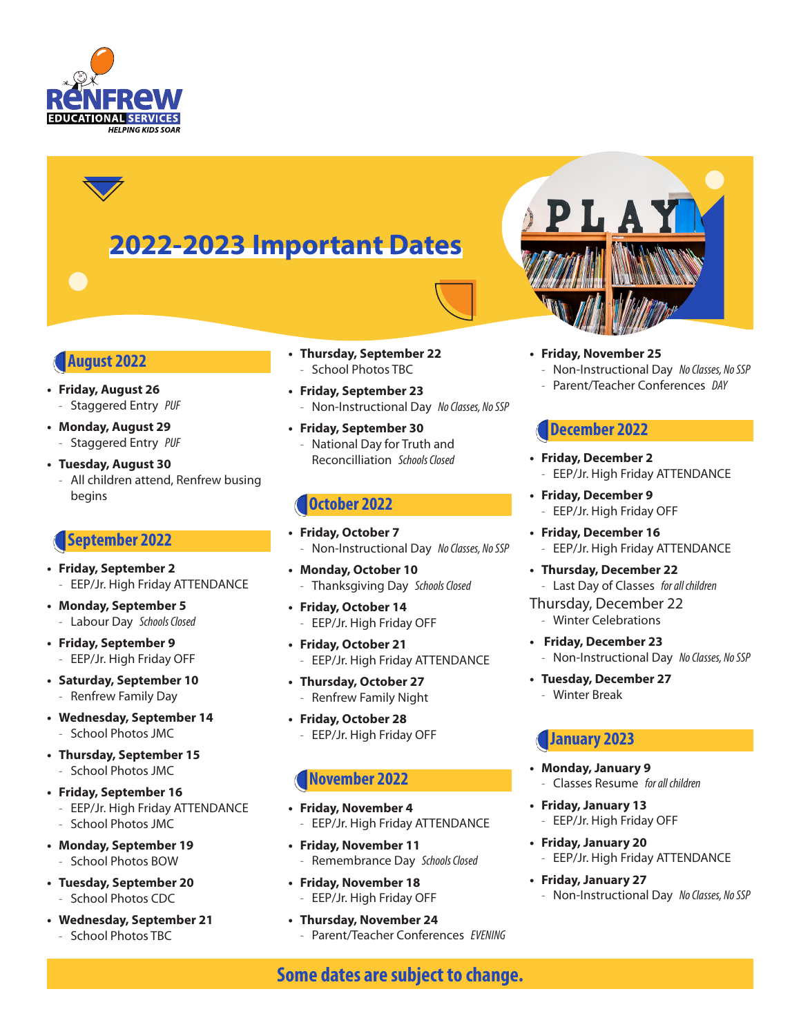RENFREW EDUCATIONAL SERVICES
HELPING KIDS SOAR

# 2022-2023 Important Dates

## August 2022

- **Friday, August 26**
  - Staggered Entry *PUF*
- **Monday, August 29**
  - Staggered Entry *PUF*
- **Tuesday, August 30**
  - All children attend, Renfrew busing begins

## September 2022

- **Friday, September 2**
  - EEP/Jr. High Friday ATTENDANCE
- **Monday, September 5**
  - Labour Day *Schools Closed*
- **Friday, September 9**
  - EEP/Jr. High Friday OFF
- **Saturday, September 10**
  - Renfrew Family Day
- **Wednesday, September 14**
  - School Photos JMC
- **Thursday, September 15**
  - School Photos JMC
- **Friday, September 16**
  - EEP/Jr. High Friday ATTENDANCE
  - School Photos JMC
- **Monday, September 19**
  - School Photos BOW
- **Tuesday, September 20**
  - School Photos CDC
- **Wednesday, September 21**
  - School Photos TBC
- **Thursday, September 22**
  - School Photos TBC
- **Friday, September 23**
  - Non-Instructional Day *No Classes, No SSP*
- **Friday, September 30**
  - National Day for Truth and Reconcilliation *Schools Closed*

## October 2022

- **Friday, October 7**
  - Non-Instructional Day *No Classes, No SSP*
- **Monday, October 10**
  - Thanksgiving Day *Schools Closed*
- **Friday, October 14**
  - EEP/Jr. High Friday OFF
- **Friday, October 21**
  - EEP/Jr. High Friday ATTENDANCE
- **Thursday, October 27**
  - Renfrew Family Night
- **Friday, October 28**
  - EEP/Jr. High Friday OFF

## November 2022

- **Friday, November 4**
  - EEP/Jr. High Friday ATTENDANCE
- **Friday, November 11**
  - Remembrance Day *Schools Closed*
- **Friday, November 18**
  - EEP/Jr. High Friday OFF
- **Thursday, November 24**
  - Parent/Teacher Conferences *EVENING*
- **Friday, November 25**
  - Non-Instructional Day *No Classes, No SSP*
  - Parent/Teacher Conferences *DAY*

## December 2022

- **Friday, December 2**
  - EEP/Jr. High Friday ATTENDANCE
- **Friday, December 9**
  - EEP/Jr. High Friday OFF
- **Friday, December 16**
  - EEP/Jr. High Friday ATTENDANCE
- **Thursday, December 22**
  - Last Day of Classes *for all children*

Thursday, December 22
  - Winter Celebrations

- **Friday, December 23**
  - Non-Instructional Day *No Classes, No SSP*
- **Tuesday, December 27**
  - Winter Break

## January 2023

- **Monday, January 9**
  - Classes Resume *for all children*
- **Friday, January 13**
  - EEP/Jr. High Friday OFF
- **Friday, January 20**
  - EEP/Jr. High Friday ATTENDANCE
- **Friday, January 27**
  - Non-Instructional Day *No Classes, No SSP*

**Some dates are subject to change.**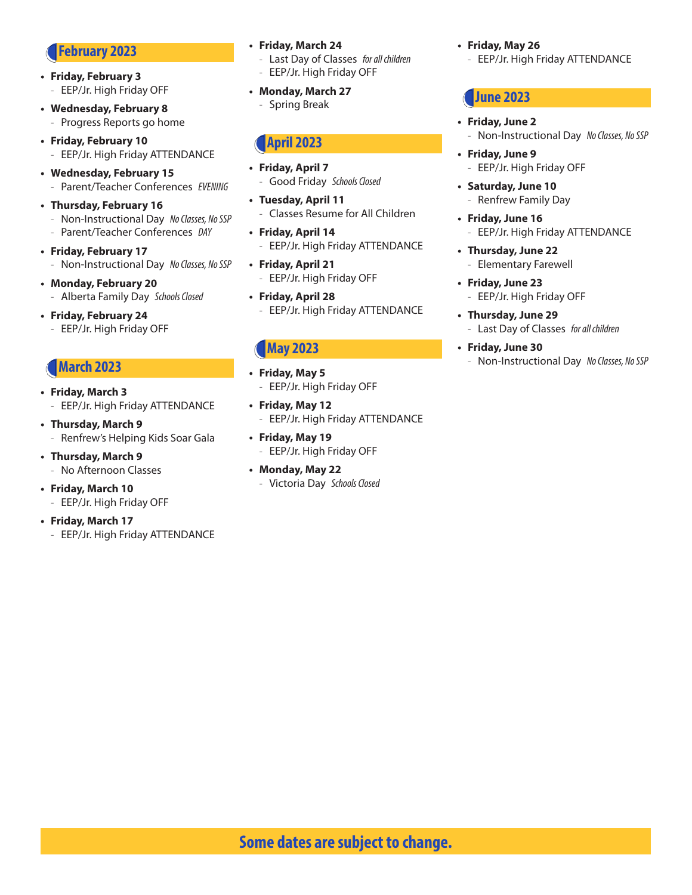## February 2023

- **Friday, February 3**
  - EEP/Jr. High Friday OFF
- **Wednesday, February 8**
  - Progress Reports go home
- **Friday, February 10**
  - EEP/Jr. High Friday ATTENDANCE
- **Wednesday, February 15**
  - Parent/Teacher Conferences *EVENING*
- **Thursday, February 16**
  - Non-Instructional Day *No Classes, No SSP*
  - Parent/Teacher Conferences *DAY*
- **Friday, February 17**
  - Non-Instructional Day *No Classes, No SSP*
- **Monday, February 20**
  - Alberta Family Day *Schools Closed*
- **Friday, February 24**
  - EEP/Jr. High Friday OFF

## March 2023

- **Friday, March 3**
  - EEP/Jr. High Friday ATTENDANCE
- **Thursday, March 9**
  - Renfrew's Helping Kids Soar Gala
- **Thursday, March 9**
  - No Afternoon Classes
- **Friday, March 10**
  - EEP/Jr. High Friday OFF
- **Friday, March 17**
  - EEP/Jr. High Friday ATTENDANCE
- **Friday, March 24**
  - Last Day of Classes *for all children*
  - EEP/Jr. High Friday OFF
- **Monday, March 27**
  - Spring Break

## April 2023

- **Friday, April 7**
  - Good Friday *Schools Closed*
- **Tuesday, April 11**
  - Classes Resume for All Children
- **Friday, April 14**
  - EEP/Jr. High Friday ATTENDANCE
- **Friday, April 21**
  - EEP/Jr. High Friday OFF
- **Friday, April 28**
  - EEP/Jr. High Friday ATTENDANCE

## May 2023

- **Friday, May 5**
  - EEP/Jr. High Friday OFF
- **Friday, May 12**
  - EEP/Jr. High Friday ATTENDANCE
- **Friday, May 19**
  - EEP/Jr. High Friday OFF
- **Monday, May 22**
  - Victoria Day *Schools Closed*
- **Friday, May 26**
  - EEP/Jr. High Friday ATTENDANCE

## June 2023

- **Friday, June 2**
  - Non-Instructional Day *No Classes, No SSP*
- **Friday, June 9**
  - EEP/Jr. High Friday OFF
- **Saturday, June 10**
  - Renfrew Family Day
- **Friday, June 16**
  - EEP/Jr. High Friday ATTENDANCE
- **Thursday, June 22**
  - Elementary Farewell
- **Friday, June 23**
  - EEP/Jr. High Friday OFF
- **Thursday, June 29**
  - Last Day of Classes *for all children*
- **Friday, June 30**
  - Non-Instructional Day *No Classes, No SSP*

**Some dates are subject to change.**